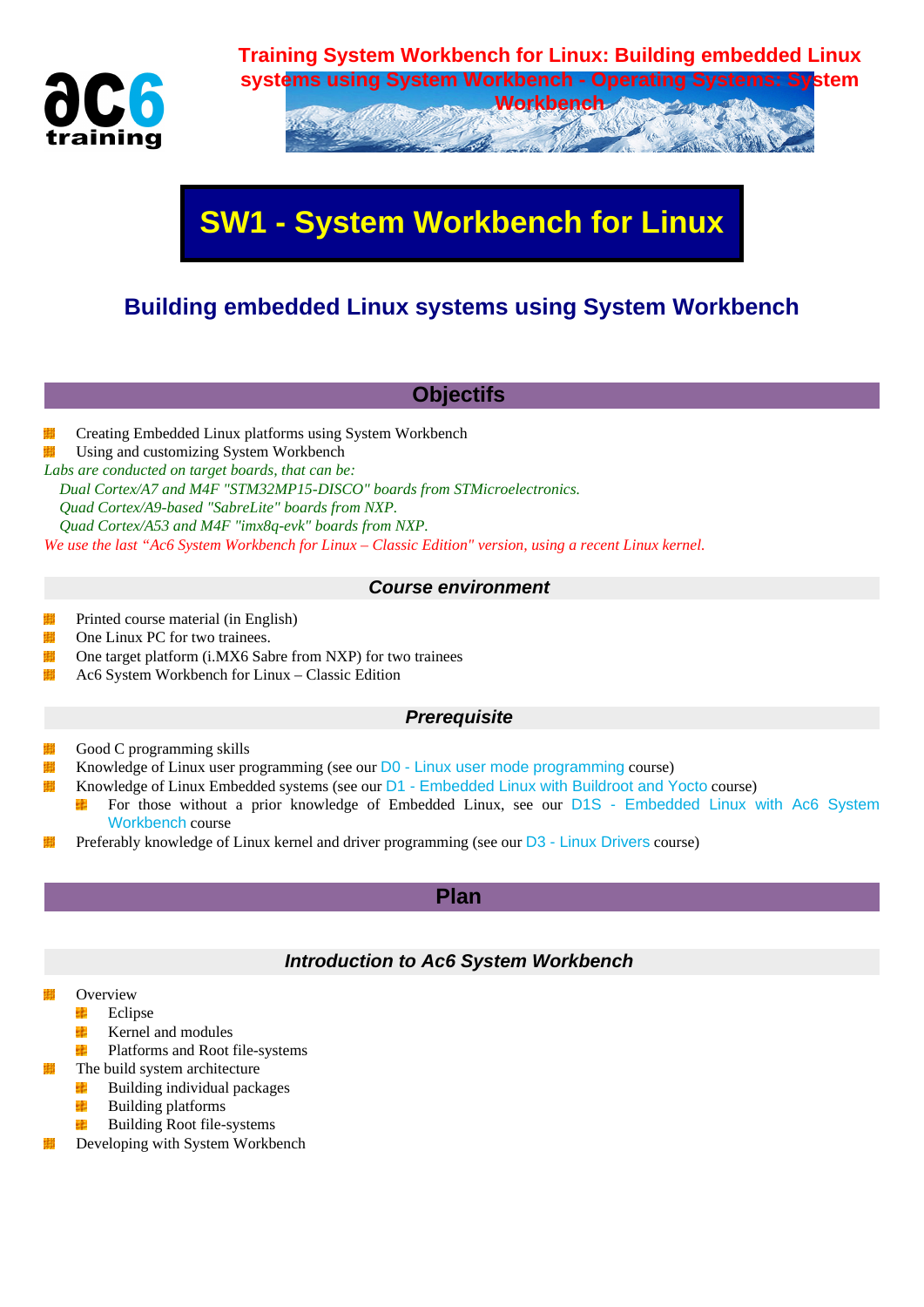**Training System Workbench for Linux: Building embedded Linux systems using System Workbench - Operating Systems: System Workbench**

# SW1 - System Workbench for Linux

## Building embedded Linux systems using System Workbench

## Objectifs

- Creating Embedded Linux platforms using System Workbench
- Using and customizing System Workbench

*Labs are conducted on target boards, that can be:*

*Dual Cortex/A7 and M4F "STM32MP15-DISCO" boards from STMicroelectronics.*
*Quad Cortex/A9-based "SabreLite" boards from NXP.*
*Quad Cortex/A53 and M4F "imx8q-evk" boards from NXP.*

*We use the last "Ac6 System Workbench for Linux – Classic Edition" version, using a recent Linux kernel.*

### *Course environment*

- Printed course material (in English)
- One Linux PC for two trainees.
- One target platform (i.MX6 Sabre from NXP) for two trainees
- Ac6 System Workbench for Linux – Classic Edition

### *Prerequisite*

- Good C programming skills
- Knowledge of Linux user programming (see our D0 - Linux user mode programming course)
- Knowledge of Linux Embedded systems (see our D1 - Embedded Linux with Buildroot and Yocto course)
  - For those without a prior knowledge of Embedded Linux, see our D1S - Embedded Linux with Ac6 System Workbench course
- Preferably knowledge of Linux kernel and driver programming (see our D3 - Linux Drivers course)

## Plan

### *Introduction to Ac6 System Workbench*

- Overview
  - Eclipse
  - Kernel and modules
  - Platforms and Root file-systems
- The build system architecture
  - Building individual packages
  - Building platforms
  - Building Root file-systems
- Developing with System Workbench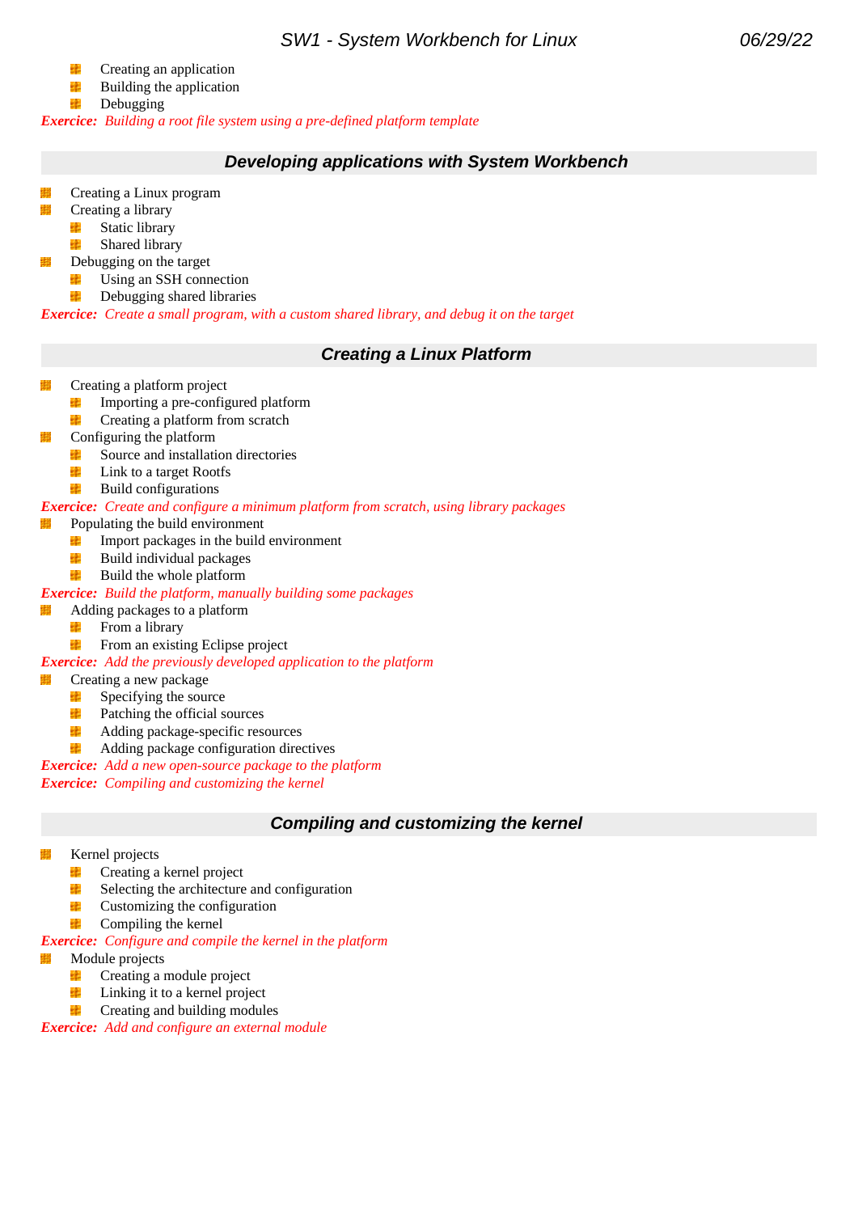- Creating an application
  - Building the application
  - Debugging

***Exercice:*** *Building a root file system using a pre-defined platform template*

## Developing applications with System Workbench

- Creating a Linux program
- Creating a library
  - Static library
  - Shared library
- Debugging on the target
  - Using an SSH connection
  - Debugging shared libraries

***Exercice:*** *Create a small program, with a custom shared library, and debug it on the target*

## Creating a Linux Platform

- Creating a platform project
  - Importing a pre-configured platform
  - Creating a platform from scratch
- Configuring the platform
  - Source and installation directories
  - Link to a target Rootfs
  - Build configurations

***Exercice:*** *Create and configure a minimum platform from scratch, using library packages*

- Populating the build environment
  - Import packages in the build environment
  - Build individual packages
  - Build the whole platform

***Exercice:*** *Build the platform, manually building some packages*

- Adding packages to a platform
  - From a library
  - From an existing Eclipse project

***Exercice:*** *Add the previously developed application to the platform*

- Creating a new package
  - Specifying the source
  - Patching the official sources
  - Adding package-specific resources
  - Adding package configuration directives

***Exercice:*** *Add a new open-source package to the platform*

***Exercice:*** *Compiling and customizing the kernel*

## Compiling and customizing the kernel

- Kernel projects
  - Creating a kernel project
  - Selecting the architecture and configuration
  - Customizing the configuration
  - Compiling the kernel

***Exercice:*** *Configure and compile the kernel in the platform*

- Module projects
  - Creating a module project
  - Linking it to a kernel project
  - Creating and building modules

***Exercice:*** *Add and configure an external module*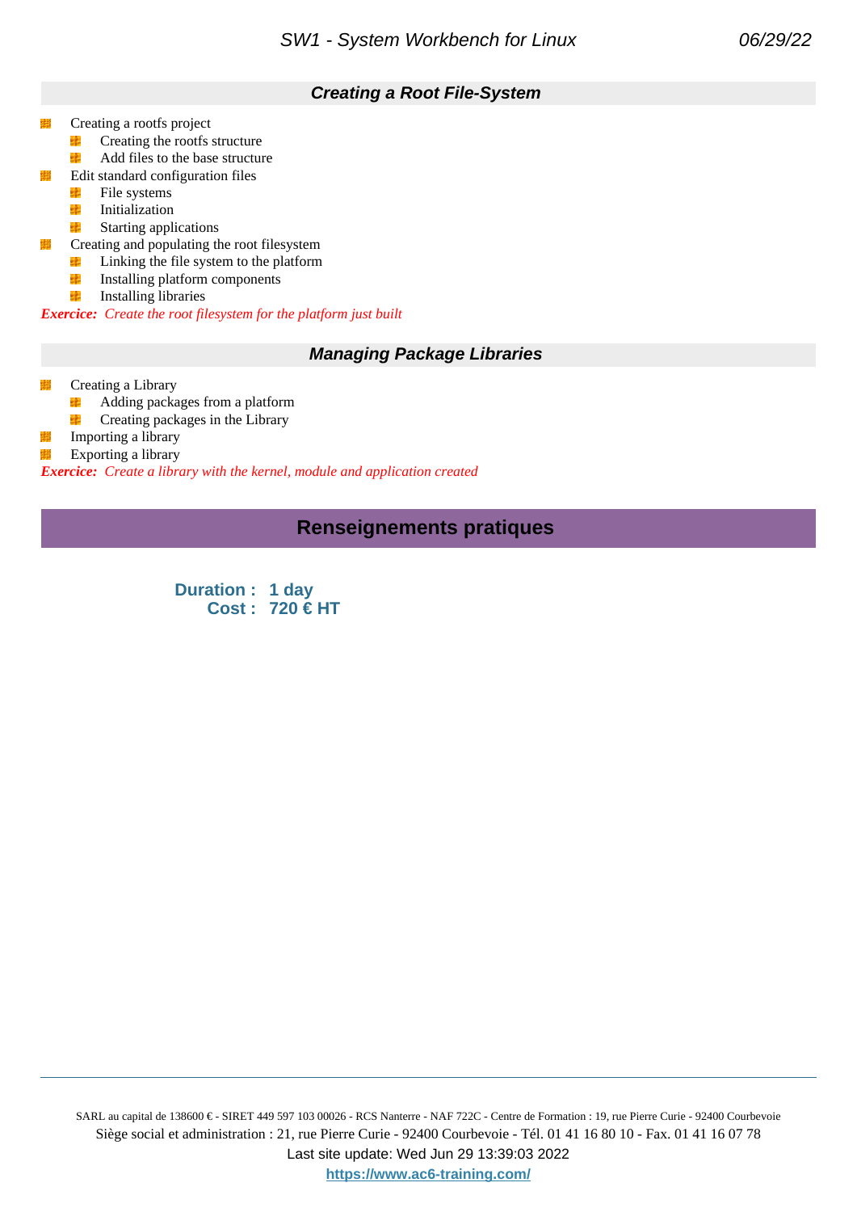## Creating a Root File-System

- Creating a rootfs project
  - Creating the rootfs structure
  - Add files to the base structure
- Edit standard configuration files
  - File systems
  - Initialization
  - Starting applications
- Creating and populating the root filesystem
  - Linking the file system to the platform
  - Installing platform components
  - Installing libraries

***Exercice:*** *Create the root filesystem for the platform just built*

## Managing Package Libraries

- Creating a Library
  - Adding packages from a platform
  - Creating packages in the Library
- Importing a library
- Exporting a library

***Exercice:*** *Create a library with the kernel, module and application created*

# Renseignements pratiques

**Duration : 1 day**
**Cost : 720 € HT**

SARL au capital de 138600 € - SIRET 449 597 103 00026 - RCS Nanterre - NAF 722C - Centre de Formation : 19, rue Pierre Curie - 92400 Courbevoie
Siège social et administration : 21, rue Pierre Curie - 92400 Courbevoie - Tél. 01 41 16 80 10 - Fax. 01 41 16 07 78
Last site update: Wed Jun 29 13:39:03 2022
https://www.ac6-training.com/